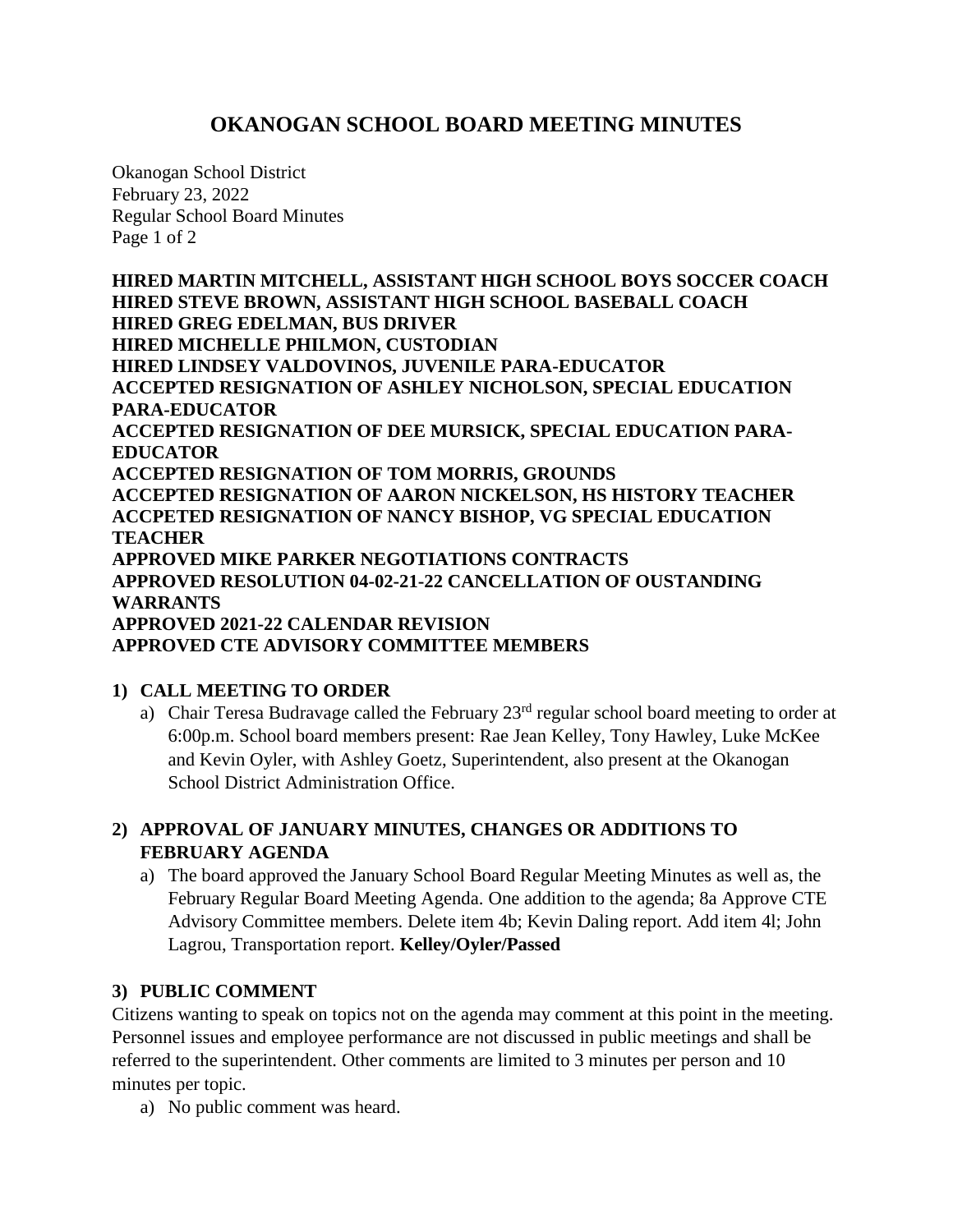# OKANOGAN SCHOOL BOARD MEETING MINUTES

Okanogan School District
February 23, 2022
Regular School Board Minutes
Page 1 of 2

**HIRED MARTIN MITCHELL, ASSISTANT HIGH SCHOOL BOYS SOCCER COACH**
**HIRED STEVE BROWN, ASSISTANT HIGH SCHOOL BASEBALL COACH**
**HIRED GREG EDELMAN, BUS DRIVER**
**HIRED MICHELLE PHILMON, CUSTODIAN**
**HIRED LINDSEY VALDOVINOS, JUVENILE PARA-EDUCATOR**
**ACCEPTED RESIGNATION OF ASHLEY NICHOLSON, SPECIAL EDUCATION PARA-EDUCATOR**
**ACCEPTED RESIGNATION OF DEE MURSICK, SPECIAL EDUCATION PARA-EDUCATOR**
**ACCEPTED RESIGNATION OF TOM MORRIS, GROUNDS**
**ACCEPTED RESIGNATION OF AARON NICKELSON, HS HISTORY TEACHER**
**ACCPETED RESIGNATION OF NANCY BISHOP, VG SPECIAL EDUCATION TEACHER**
**APPROVED MIKE PARKER NEGOTIATIONS CONTRACTS**
**APPROVED RESOLUTION 04-02-21-22 CANCELLATION OF OUSTANDING WARRANTS**
**APPROVED 2021-22 CALENDAR REVISION**
**APPROVED CTE ADVISORY COMMITTEE MEMBERS**

## 1) CALL MEETING TO ORDER

a) Chair Teresa Budravage called the February 23rd regular school board meeting to order at 6:00p.m. School board members present: Rae Jean Kelley, Tony Hawley, Luke McKee and Kevin Oyler, with Ashley Goetz, Superintendent, also present at the Okanogan School District Administration Office.

## 2) APPROVAL OF JANUARY MINUTES, CHANGES OR ADDITIONS TO FEBRUARY AGENDA

a) The board approved the January School Board Regular Meeting Minutes as well as, the February Regular Board Meeting Agenda. One addition to the agenda; 8a Approve CTE Advisory Committee members. Delete item 4b; Kevin Daling report. Add item 4l; John Lagrou, Transportation report. **Kelley/Oyler/Passed**

## 3) PUBLIC COMMENT

Citizens wanting to speak on topics not on the agenda may comment at this point in the meeting. Personnel issues and employee performance are not discussed in public meetings and shall be referred to the superintendent. Other comments are limited to 3 minutes per person and 10 minutes per topic.

a) No public comment was heard.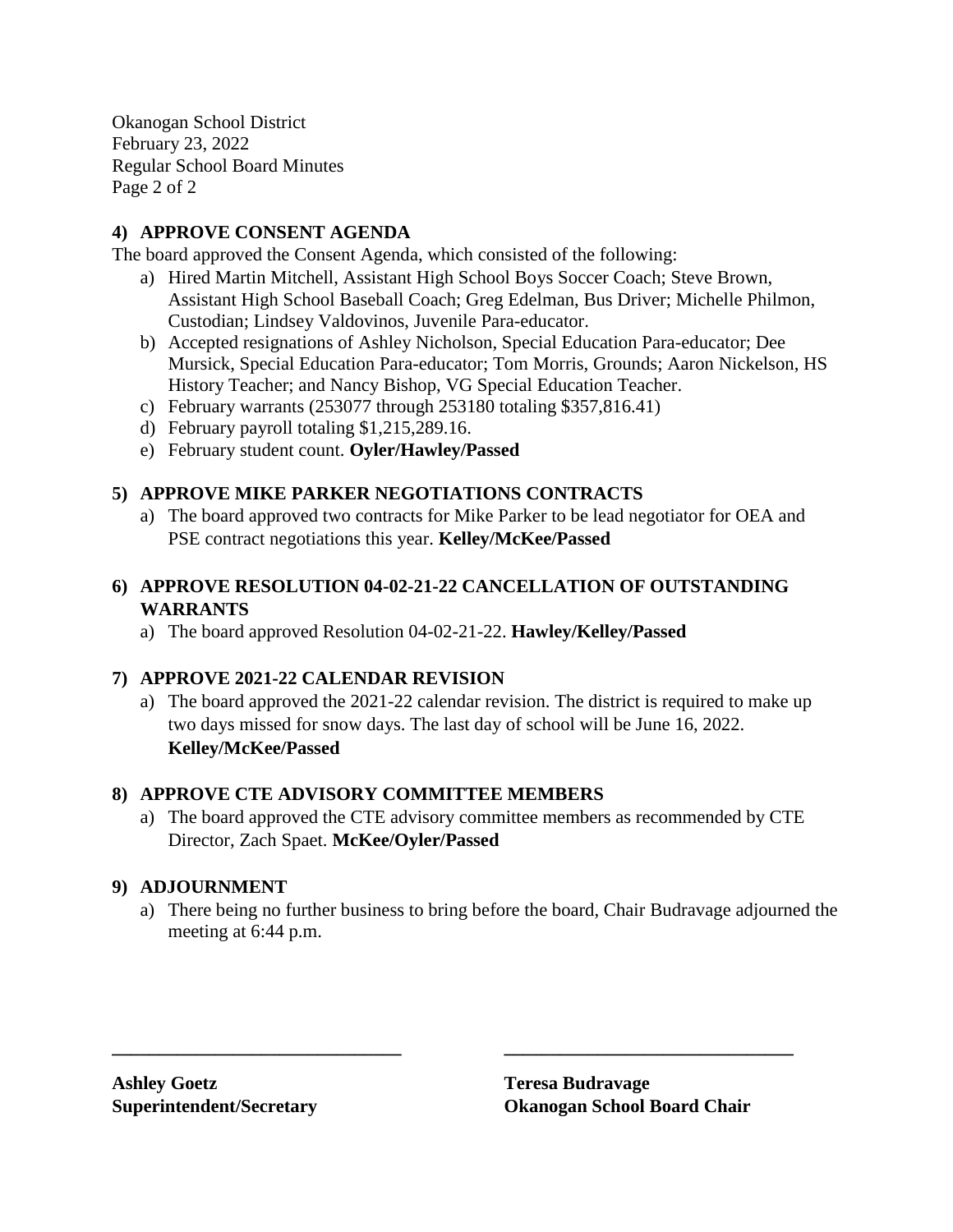## 4) APPROVE CONSENT AGENDA

The board approved the Consent Agenda, which consisted of the following:

a) Hired Martin Mitchell, Assistant High School Boys Soccer Coach; Steve Brown, Assistant High School Baseball Coach; Greg Edelman, Bus Driver; Michelle Philmon, Custodian; Lindsey Valdovinos, Juvenile Para-educator.
b) Accepted resignations of Ashley Nicholson, Special Education Para-educator; Dee Mursick, Special Education Para-educator; Tom Morris, Grounds; Aaron Nickelson, HS History Teacher; and Nancy Bishop, VG Special Education Teacher.
c) February warrants (253077 through 253180 totaling $357,816.41)
d) February payroll totaling $1,215,289.16.
e) February student count. **Oyler/Hawley/Passed**

## 5) APPROVE MIKE PARKER NEGOTIATIONS CONTRACTS

a) The board approved two contracts for Mike Parker to be lead negotiator for OEA and PSE contract negotiations this year. **Kelley/McKee/Passed**

## 6) APPROVE RESOLUTION 04-02-21-22 CANCELLATION OF OUTSTANDING WARRANTS

a) The board approved Resolution 04-02-21-22. **Hawley/Kelley/Passed**

## 7) APPROVE 2021-22 CALENDAR REVISION

a) The board approved the 2021-22 calendar revision. The district is required to make up two days missed for snow days. The last day of school will be June 16, 2022. **Kelley/McKee/Passed**

## 8) APPROVE CTE ADVISORY COMMITTEE MEMBERS

a) The board approved the CTE advisory committee members as recommended by CTE Director, Zach Spaet. **McKee/Oyler/Passed**

## 9) ADJOURNMENT

a) There being no further business to bring before the board, Chair Budravage adjourned the meeting at 6:44 p.m.

\_\_\_\_\_\_\_\_\_\_\_\_\_\_\_\_\_\_\_\_\_\_\_\_\_\_\_\_\_\_

**Ashley Goetz**
**Superintendent/Secretary**

\_\_\_\_\_\_\_\_\_\_\_\_\_\_\_\_\_\_\_\_\_\_\_\_\_\_\_\_\_\_

**Teresa Budravage**
**Okanogan School Board Chair**